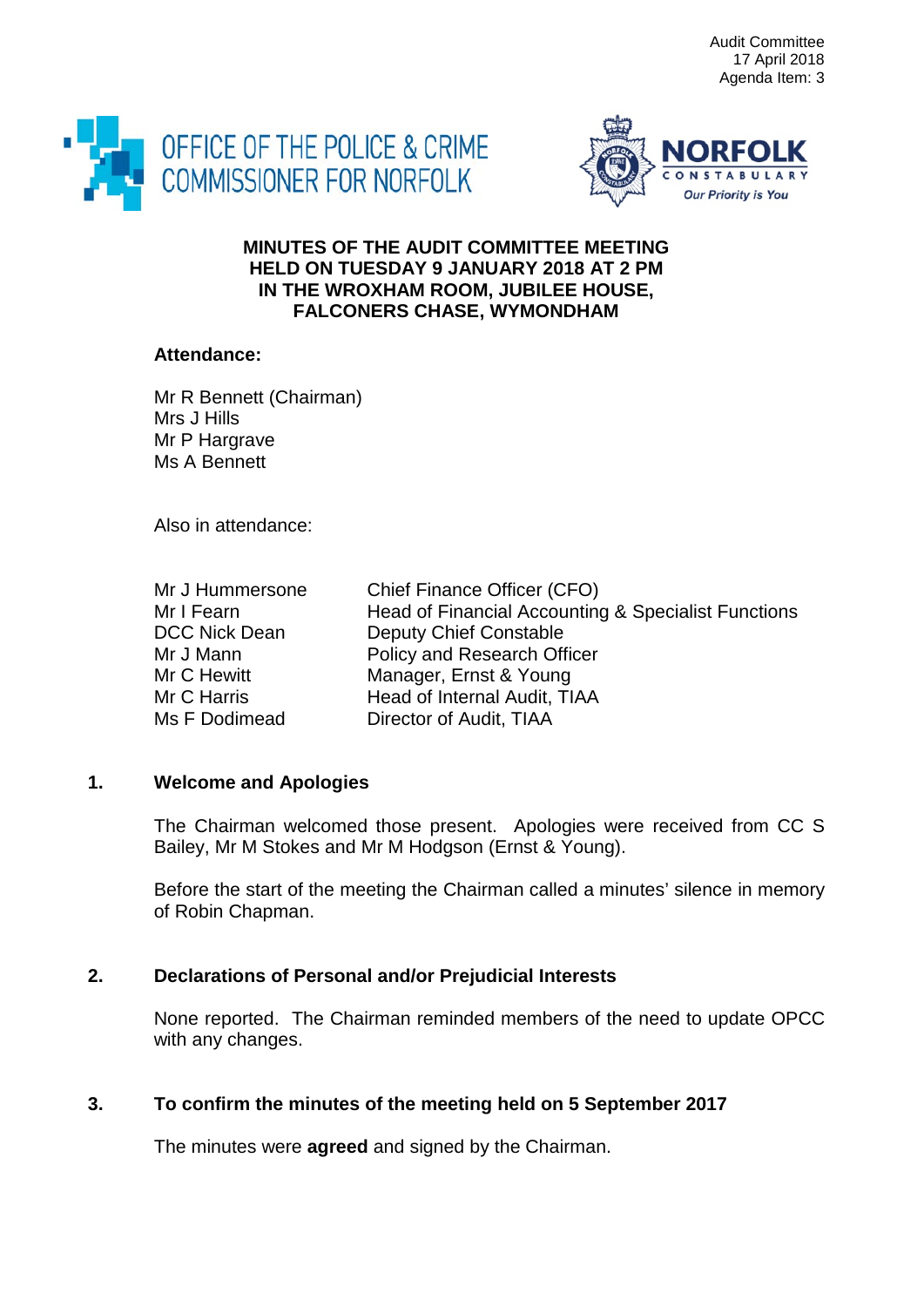Audit Committee
17 April 2018
Agenda Item: 3

OFFICE OF THE POLICE & CRIME COMMISSIONER FOR NORFOLK

NORFOLK CONSTABULARY
*Our Priority is You*

# MINUTES OF THE AUDIT COMMITTEE MEETING HELD ON TUESDAY 9 JANUARY 2018 AT 2 PM IN THE WROXHAM ROOM, JUBILEE HOUSE, FALCONERS CHASE, WYMONDHAM

**Attendance:**

Mr R Bennett (Chairman)
Mrs J Hills
Mr P Hargrave
Ms A Bennett

Also in attendance:

| | |
|---|---|
| Mr J Hummersone | Chief Finance Officer (CFO) |
| Mr I Fearn | Head of Financial Accounting & Specialist Functions |
| DCC Nick Dean | Deputy Chief Constable |
| Mr J Mann | Policy and Research Officer |
| Mr C Hewitt | Manager, Ernst & Young |
| Mr C Harris | Head of Internal Audit, TIAA |
| Ms F Dodimead | Director of Audit, TIAA |

## 1. Welcome and Apologies

The Chairman welcomed those present. Apologies were received from CC S Bailey, Mr M Stokes and Mr M Hodgson (Ernst & Young).

Before the start of the meeting the Chairman called a minutes' silence in memory of Robin Chapman.

## 2. Declarations of Personal and/or Prejudicial Interests

None reported. The Chairman reminded members of the need to update OPCC with any changes.

## 3. To confirm the minutes of the meeting held on 5 September 2017

The minutes were **agreed** and signed by the Chairman.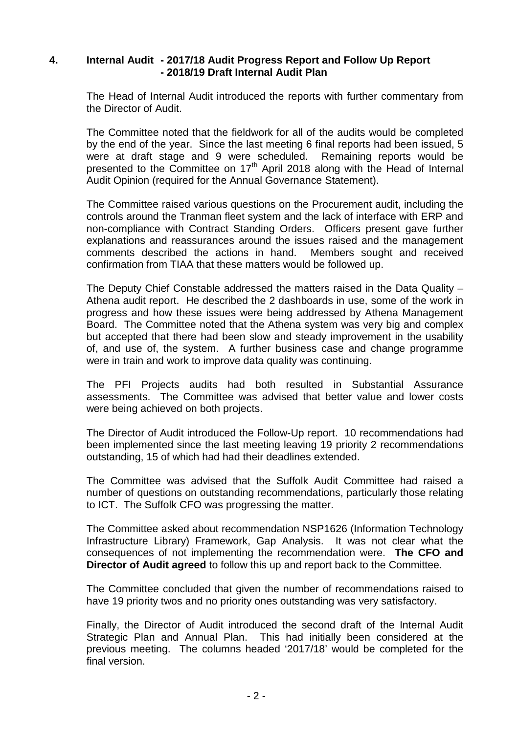## 4. Internal Audit - 2017/18 Audit Progress Report and Follow Up Report - 2018/19 Draft Internal Audit Plan

The Head of Internal Audit introduced the reports with further commentary from the Director of Audit.

The Committee noted that the fieldwork for all of the audits would be completed by the end of the year. Since the last meeting 6 final reports had been issued, 5 were at draft stage and 9 were scheduled. Remaining reports would be presented to the Committee on 17th April 2018 along with the Head of Internal Audit Opinion (required for the Annual Governance Statement).

The Committee raised various questions on the Procurement audit, including the controls around the Tranman fleet system and the lack of interface with ERP and non-compliance with Contract Standing Orders. Officers present gave further explanations and reassurances around the issues raised and the management comments described the actions in hand. Members sought and received confirmation from TIAA that these matters would be followed up.

The Deputy Chief Constable addressed the matters raised in the Data Quality – Athena audit report. He described the 2 dashboards in use, some of the work in progress and how these issues were being addressed by Athena Management Board. The Committee noted that the Athena system was very big and complex but accepted that there had been slow and steady improvement in the usability of, and use of, the system. A further business case and change programme were in train and work to improve data quality was continuing.

The PFI Projects audits had both resulted in Substantial Assurance assessments. The Committee was advised that better value and lower costs were being achieved on both projects.

The Director of Audit introduced the Follow-Up report. 10 recommendations had been implemented since the last meeting leaving 19 priority 2 recommendations outstanding, 15 of which had had their deadlines extended.

The Committee was advised that the Suffolk Audit Committee had raised a number of questions on outstanding recommendations, particularly those relating to ICT. The Suffolk CFO was progressing the matter.

The Committee asked about recommendation NSP1626 (Information Technology Infrastructure Library) Framework, Gap Analysis. It was not clear what the consequences of not implementing the recommendation were. **The CFO and Director of Audit agreed** to follow this up and report back to the Committee.

The Committee concluded that given the number of recommendations raised to have 19 priority twos and no priority ones outstanding was very satisfactory.

Finally, the Director of Audit introduced the second draft of the Internal Audit Strategic Plan and Annual Plan. This had initially been considered at the previous meeting. The columns headed '2017/18' would be completed for the final version.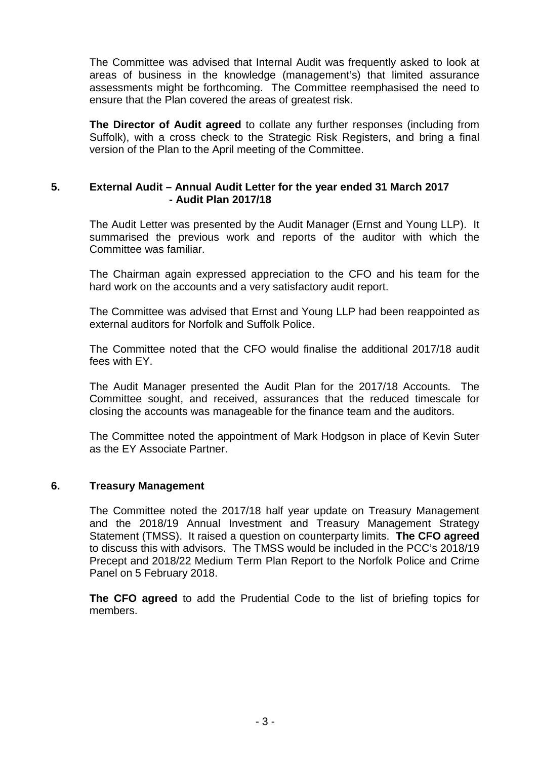The Committee was advised that Internal Audit was frequently asked to look at areas of business in the knowledge (management's) that limited assurance assessments might be forthcoming. The Committee reemphasised the need to ensure that the Plan covered the areas of greatest risk.

**The Director of Audit agreed** to collate any further responses (including from Suffolk), with a cross check to the Strategic Risk Registers, and bring a final version of the Plan to the April meeting of the Committee.

## 5. External Audit – Annual Audit Letter for the year ended 31 March 2017 - Audit Plan 2017/18

The Audit Letter was presented by the Audit Manager (Ernst and Young LLP). It summarised the previous work and reports of the auditor with which the Committee was familiar.

The Chairman again expressed appreciation to the CFO and his team for the hard work on the accounts and a very satisfactory audit report.

The Committee was advised that Ernst and Young LLP had been reappointed as external auditors for Norfolk and Suffolk Police.

The Committee noted that the CFO would finalise the additional 2017/18 audit fees with EY.

The Audit Manager presented the Audit Plan for the 2017/18 Accounts. The Committee sought, and received, assurances that the reduced timescale for closing the accounts was manageable for the finance team and the auditors.

The Committee noted the appointment of Mark Hodgson in place of Kevin Suter as the EY Associate Partner.

## 6. Treasury Management

The Committee noted the 2017/18 half year update on Treasury Management and the 2018/19 Annual Investment and Treasury Management Strategy Statement (TMSS). It raised a question on counterparty limits. **The CFO agreed** to discuss this with advisors. The TMSS would be included in the PCC's 2018/19 Precept and 2018/22 Medium Term Plan Report to the Norfolk Police and Crime Panel on 5 February 2018.

**The CFO agreed** to add the Prudential Code to the list of briefing topics for members.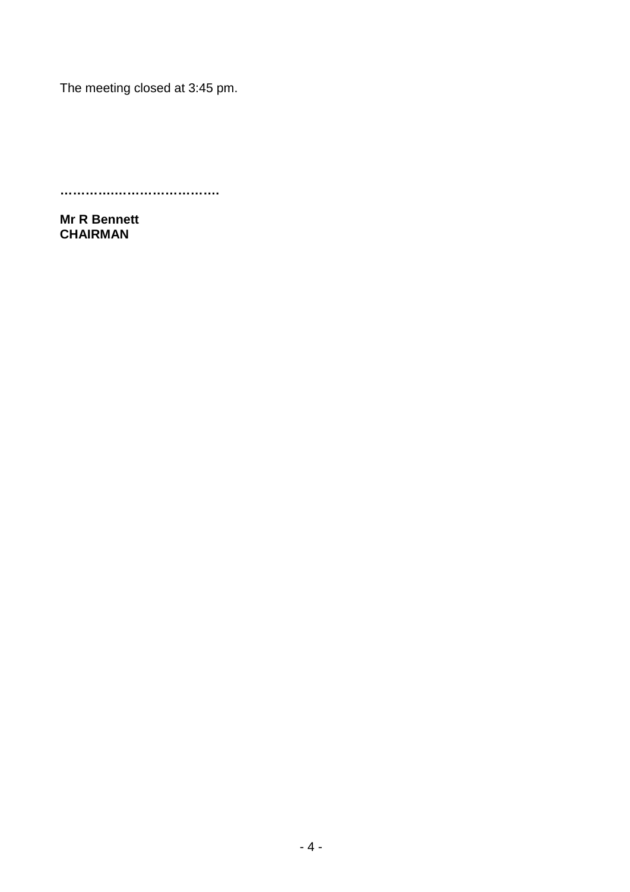The meeting closed at 3:45 pm.

**……………………………….**

**Mr R Bennett**
**CHAIRMAN**